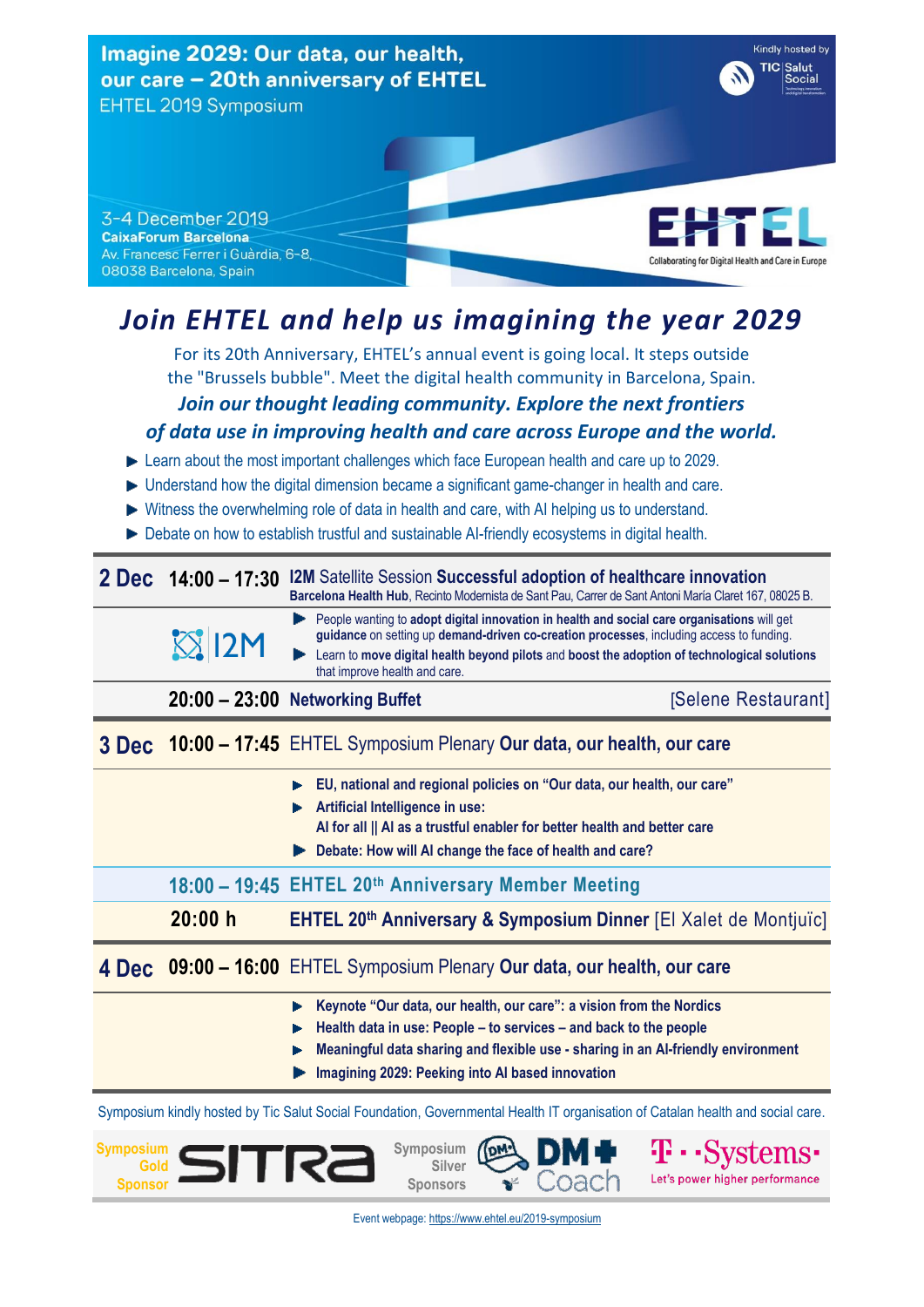# Imagine 2029: Our data, our health, our care – 20th anniversary of EHTEL

EHTEL 2019 Symposium

Kindly hosted by TIC Salut Social

3-4 December 2019
**CaixaForum Barcelona**
Av. Francesc Ferrer i Guàrdia, 6-8,
08038 Barcelona, Spain

EHTEL – Collaborating for Digital Health and Care in Europe

## *Join EHTEL and help us imagining the year 2029*

For its 20th Anniversary, EHTEL's annual event is going local. It steps outside the "Brussels bubble". Meet the digital health community in Barcelona, Spain.

***Join our thought leading community. Explore the next frontiers of data use in improving health and care across Europe and the world.***

- Learn about the most important challenges which face European health and care up to 2029.
- Understand how the digital dimension became a significant game-changer in health and care.
- Witness the overwhelming role of data in health and care, with AI helping us to understand.
- Debate on how to establish trustful and sustainable AI-friendly ecosystems in digital health.

| | | |
|---|---|---|
| **2 Dec** | **14:00 – 17:30** | **I2M** Satellite Session **Successful adoption of healthcare innovation**<br>**Barcelona Health Hub**, Recinto Modernista de Sant Pau, Carrer de Sant Antoni María Claret 167, 08025 B. |
| | I2M | People wanting to **adopt digital innovation in health and social care organisations** will get **guidance** on setting up **demand-driven co-creation processes**, including access to funding.<br>Learn to **move digital health beyond pilots** and **boost the adoption of technological solutions** that improve health and care. |
| | **20:00 – 23:00** | **Networking Buffet** [Selene Restaurant] |
| **3 Dec** | **10:00 – 17:45** | EHTEL Symposium Plenary **Our data, our health, our care** |
| | | **EU, national and regional policies on "Our data, our health, our care"**<br>**Artificial Intelligence in use:**<br>**AI for all \|\| AI as a trustful enabler for better health and better care**<br>**Debate: How will AI change the face of health and care?** |
| | **18:00 – 19:45** | **EHTEL 20th Anniversary Member Meeting** |
| | **20:00 h** | **EHTEL 20th Anniversary & Symposium Dinner** [El Xalet de Montjuïc] |
| **4 Dec** | **09:00 – 16:00** | EHTEL Symposium Plenary **Our data, our health, our care** |
| | | **Keynote "Our data, our health, our care": a vision from the Nordics**<br>**Health data in use: People – to services – and back to the people**<br>**Meaningful data sharing and flexible use - sharing in an AI-friendly environment**<br>**Imagining 2029: Peeking into AI based innovation** |

Symposium kindly hosted by Tic Salut Social Foundation, Governmental Health IT organisation of Catalan health and social care.

Symposium Gold Sponsor: SITRA | Symposium Silver Sponsors: DM+ Coach, T-Systems (Let's power higher performance)

Event webpage: https://www.ehtel.eu/2019-symposium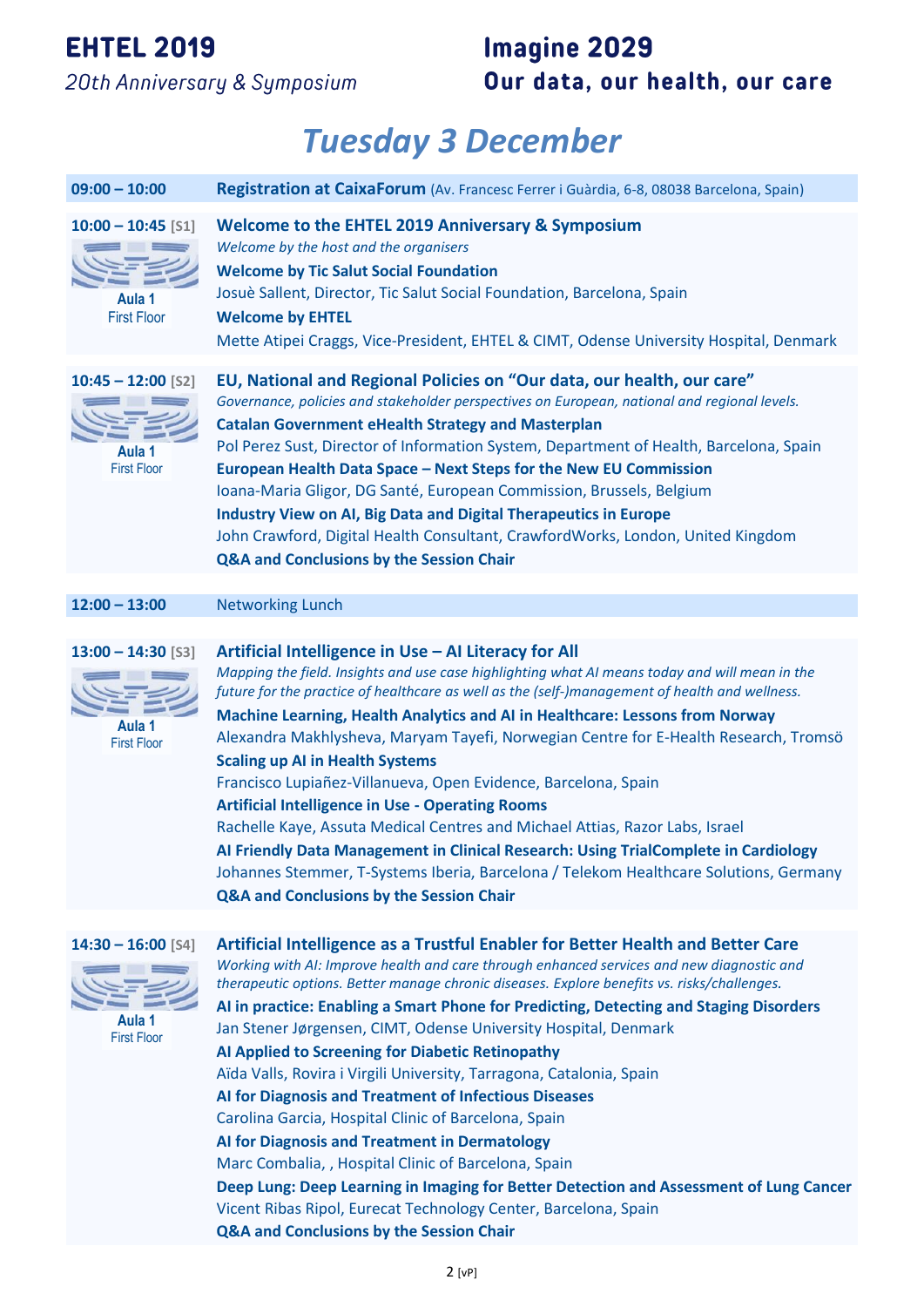**EHTEL 2019**
*20th Anniversary & Symposium*

**Imagine 2029**
**Our data, our health, our care**

# *Tuesday 3 December*

**09:00 – 10:00** **Registration at CaixaForum** (Av. Francesc Ferrer i Guàrdia, 6-8, 08038 Barcelona, Spain)

**10:00 – 10:45** [S1]
Aula 1
First Floor

**Welcome to the EHTEL 2019 Anniversary & Symposium**
*Welcome by the host and the organisers*
**Welcome by Tic Salut Social Foundation**
Josuè Sallent, Director, Tic Salut Social Foundation, Barcelona, Spain
**Welcome by EHTEL**
Mette Atipei Craggs, Vice-President, EHTEL & CIMT, Odense University Hospital, Denmark

**10:45 – 12:00** [S2]
Aula 1
First Floor

**EU, National and Regional Policies on "Our data, our health, our care"**
*Governance, policies and stakeholder perspectives on European, national and regional levels.*
**Catalan Government eHealth Strategy and Masterplan**
Pol Perez Sust, Director of Information System, Department of Health, Barcelona, Spain
**European Health Data Space – Next Steps for the New EU Commission**
Ioana-Maria Gligor, DG Santé, European Commission, Brussels, Belgium
**Industry View on AI, Big Data and Digital Therapeutics in Europe**
John Crawford, Digital Health Consultant, CrawfordWorks, London, United Kingdom
**Q&A and Conclusions by the Session Chair**

**12:00 – 13:00** Networking Lunch

**13:00 – 14:30** [S3]
Aula 1
First Floor

**Artificial Intelligence in Use – AI Literacy for All**
*Mapping the field. Insights and use case highlighting what AI means today and will mean in the future for the practice of healthcare as well as the (self-)management of health and wellness.*
**Machine Learning, Health Analytics and AI in Healthcare: Lessons from Norway**
Alexandra Makhlysheva, Maryam Tayefi, Norwegian Centre for E-Health Research, Tromsö
**Scaling up AI in Health Systems**
Francisco Lupiañez-Villanueva, Open Evidence, Barcelona, Spain
**Artificial Intelligence in Use - Operating Rooms**
Rachelle Kaye, Assuta Medical Centres and Michael Attias, Razor Labs, Israel
**AI Friendly Data Management in Clinical Research: Using TrialComplete in Cardiology**
Johannes Stemmer, T-Systems Iberia, Barcelona / Telekom Healthcare Solutions, Germany
**Q&A and Conclusions by the Session Chair**

**14:30 – 16:00** [S4]
Aula 1
First Floor

**Artificial Intelligence as a Trustful Enabler for Better Health and Better Care**
*Working with AI: Improve health and care through enhanced services and new diagnostic and therapeutic options. Better manage chronic diseases. Explore benefits vs. risks/challenges.*
**AI in practice: Enabling a Smart Phone for Predicting, Detecting and Staging Disorders**
Jan Stener Jørgensen, CIMT, Odense University Hospital, Denmark
**AI Applied to Screening for Diabetic Retinopathy**
Aïda Valls, Rovira i Virgili University, Tarragona, Catalonia, Spain
**AI for Diagnosis and Treatment of Infectious Diseases**
Carolina Garcia, Hospital Clinic of Barcelona, Spain
**AI for Diagnosis and Treatment in Dermatology**
Marc Combalia, , Hospital Clinic of Barcelona, Spain
**Deep Lung: Deep Learning in Imaging for Better Detection and Assessment of Lung Cancer**
Vicent Ribas Ripol, Eurecat Technology Center, Barcelona, Spain
**Q&A and Conclusions by the Session Chair**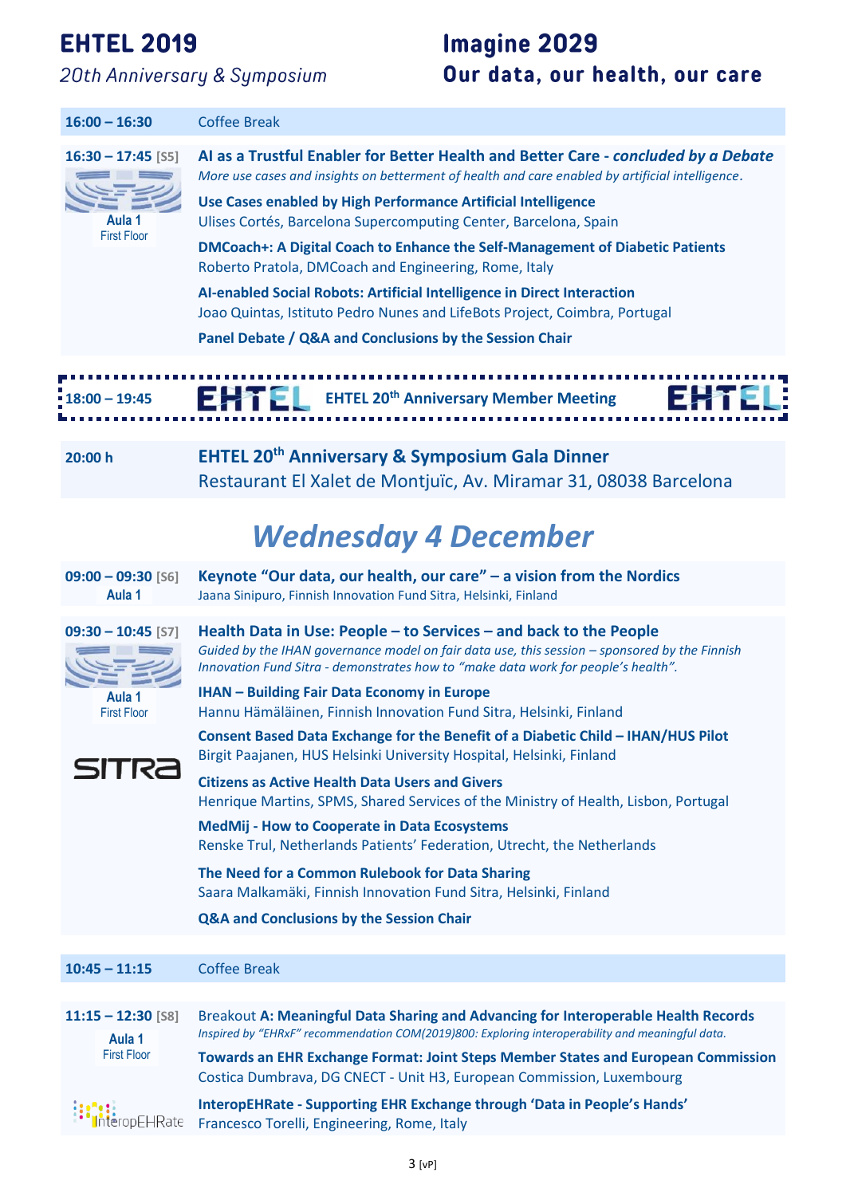# EHTEL 2019

*20th Anniversary & Symposium*

# Imagine 2029

**Our data, our health, our care**

**16:00 – 16:30** Coffee Break

**16:30 – 17:45** [S5]
Aula 1
First Floor

**AI as a Trustful Enabler for Better Health and Better Care - *concluded by a Debate***
*More use cases and insights on betterment of health and care enabled by artificial intelligence.*

**Use Cases enabled by High Performance Artificial Intelligence**
Ulises Cortés, Barcelona Supercomputing Center, Barcelona, Spain

**DMCoach+: A Digital Coach to Enhance the Self-Management of Diabetic Patients**
Roberto Pratola, DMCoach and Engineering, Rome, Italy

**AI-enabled Social Robots: Artificial Intelligence in Direct Interaction**
Joao Quintas, Istituto Pedro Nunes and LifeBots Project, Coimbra, Portugal

**Panel Debate / Q&A and Conclusions by the Session Chair**

**18:00 – 19:45** EHTEL **EHTEL 20th Anniversary Member Meeting** EHTEL

**20:00 h**

**EHTEL 20th Anniversary & Symposium Gala Dinner**
Restaurant El Xalet de Montjuïc, Av. Miramar 31, 08038 Barcelona

## *Wednesday 4 December*

**09:00 – 09:30** [S6]
Aula 1

**Keynote "Our data, our health, our care" – a vision from the Nordics**
Jaana Sinipuro, Finnish Innovation Fund Sitra, Helsinki, Finland

**09:30 – 10:45** [S7]
Aula 1
First Floor
SITRA

**Health Data in Use: People – to Services – and back to the People**
*Guided by the IHAN governance model on fair data use, this session – sponsored by the Finnish Innovation Fund Sitra - demonstrates how to "make data work for people's health".*

**IHAN – Building Fair Data Economy in Europe**
Hannu Hämäläinen, Finnish Innovation Fund Sitra, Helsinki, Finland

**Consent Based Data Exchange for the Benefit of a Diabetic Child – IHAN/HUS Pilot**
Birgit Paajanen, HUS Helsinki University Hospital, Helsinki, Finland

**Citizens as Active Health Data Users and Givers**
Henrique Martins, SPMS, Shared Services of the Ministry of Health, Lisbon, Portugal

**MedMij - How to Cooperate in Data Ecosystems**
Renske Trul, Netherlands Patients' Federation, Utrecht, the Netherlands

**The Need for a Common Rulebook for Data Sharing**
Saara Malkamäki, Finnish Innovation Fund Sitra, Helsinki, Finland

**Q&A and Conclusions by the Session Chair**

**10:45 – 11:15** Coffee Break

**11:15 – 12:30** [S8]
Aula 1
First Floor
InteropEHRate

Breakout **A: Meaningful Data Sharing and Advancing for Interoperable Health Records**
*Inspired by "EHRxF" recommendation COM(2019)800: Exploring interoperability and meaningful data.*

**Towards an EHR Exchange Format: Joint Steps Member States and European Commission**
Costica Dumbrava, DG CNECT - Unit H3, European Commission, Luxembourg

**InteropEHRate - Supporting EHR Exchange through 'Data in People's Hands'**
Francesco Torelli, Engineering, Rome, Italy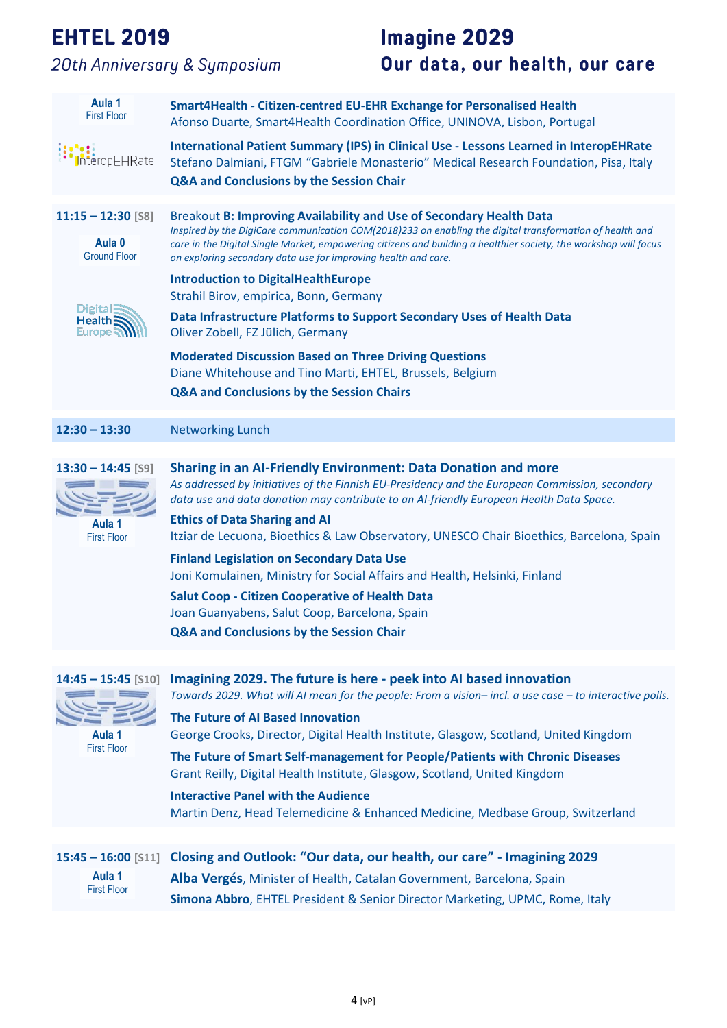| | |
|---|---|
| **Aula 1** First Floor | **Smart4Health - Citizen-centred EU-EHR Exchange for Personalised Health** Afonso Duarte, Smart4Health Coordination Office, UNINOVA, Lisbon, Portugal |
| InteropEHRate | **International Patient Summary (IPS) in Clinical Use - Lessons Learned in InteropEHRate** Stefano Dalmiani, FTGM "Gabriele Monasterio" Medical Research Foundation, Pisa, Italy |
| | **Q&A and Conclusions by the Session Chair** |
| **11:15 – 12:30** [S8] **Aula 0** Ground Floor | Breakout **B: Improving Availability and Use of Secondary Health Data** *Inspired by the DigiCare communication COM(2018)233 on enabling the digital transformation of health and care in the Digital Single Market, empowering citizens and building a healthier society, the workshop will focus on exploring secondary data use for improving health and care.* |
| | **Introduction to DigitalHealthEurope** Strahil Birov, empirica, Bonn, Germany |
| Digital Health Europe | **Data Infrastructure Platforms to Support Secondary Uses of Health Data** Oliver Zobell, FZ Jülich, Germany |
| | **Moderated Discussion Based on Three Driving Questions** Diane Whitehouse and Tino Marti, EHTEL, Brussels, Belgium |
| | **Q&A and Conclusions by the Session Chairs** |
| **12:30 – 13:30** | Networking Lunch |
| **13:30 – 14:45** [S9] **Aula 1** First Floor | **Sharing in an AI-Friendly Environment: Data Donation and more** *As addressed by initiatives of the Finnish EU-Presidency and the European Commission, secondary data use and data donation may contribute to an AI-friendly European Health Data Space.* |
| | **Ethics of Data Sharing and AI** Itziar de Lecuona, Bioethics & Law Observatory, UNESCO Chair Bioethics, Barcelona, Spain |
| | **Finland Legislation on Secondary Data Use** Joni Komulainen, Ministry for Social Affairs and Health, Helsinki, Finland |
| | **Salut Coop - Citizen Cooperative of Health Data** Joan Guanyabens, Salut Coop, Barcelona, Spain |
| | **Q&A and Conclusions by the Session Chair** |
| **14:45 – 15:45** [S10] **Aula 1** First Floor | **Imagining 2029. The future is here - peek into AI based innovation** *Towards 2029. What will AI mean for the people: From a vision– incl. a use case – to interactive polls.* |
| | **The Future of AI Based Innovation** George Crooks, Director, Digital Health Institute, Glasgow, Scotland, United Kingdom |
| | **The Future of Smart Self-management for People/Patients with Chronic Diseases** Grant Reilly, Digital Health Institute, Glasgow, Scotland, United Kingdom |
| | **Interactive Panel with the Audience** Martin Denz, Head Telemedicine & Enhanced Medicine, Medbase Group, Switzerland |
| **15:45 – 16:00** [S11] **Aula 1** First Floor | **Closing and Outlook: "Our data, our health, our care" - Imagining 2029** |
| | **Alba Vergés**, Minister of Health, Catalan Government, Barcelona, Spain |
| | **Simona Abbro**, EHTEL President & Senior Director Marketing, UPMC, Rome, Italy |